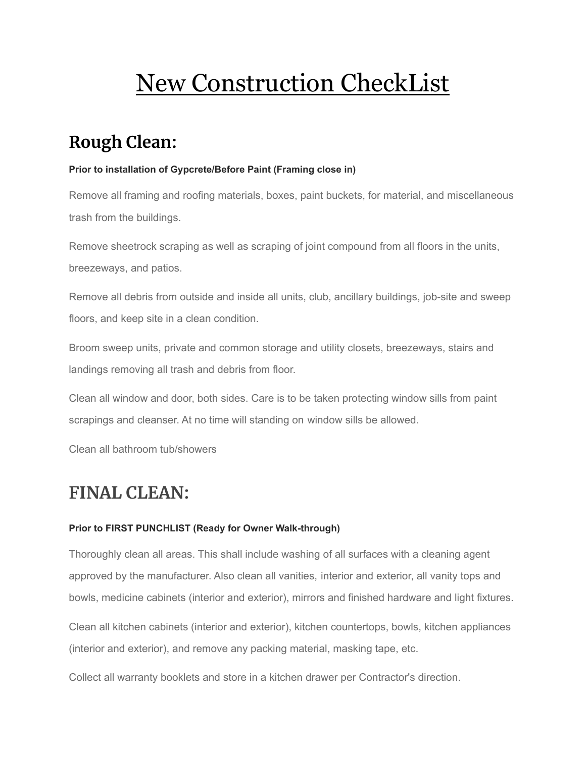# New Construction CheckList

## Rough Clean:

**Prior to installation of Gypcrete/Before Paint (Framing close in)**

Remove all framing and roofing materials, boxes, paint buckets, for material, and miscellaneous trash from the buildings.

Remove sheetrock scraping as well as scraping of joint compound from all floors in the units, breezeways, and patios.

Remove all debris from outside and inside all units, club, ancillary buildings, job-site and sweep floors, and keep site in a clean condition.

Broom sweep units, private and common storage and utility closets, breezeways, stairs and landings removing all trash and debris from floor.

Clean all window and door, both sides. Care is to be taken protecting window sills from paint scrapings and cleanser. At no time will standing on window sills be allowed.

Clean all bathroom tub/showers

## FINAL CLEAN:

**Prior to FIRST PUNCHLIST (Ready for Owner Walk-through)**

Thoroughly clean all areas. This shall include washing of all surfaces with a cleaning agent approved by the manufacturer. Also clean all vanities, interior and exterior, all vanity tops and bowls, medicine cabinets (interior and exterior), mirrors and finished hardware and light fixtures.

Clean all kitchen cabinets (interior and exterior), kitchen countertops, bowls, kitchen appliances (interior and exterior), and remove any packing material, masking tape, etc.

Collect all warranty booklets and store in a kitchen drawer per Contractor's direction.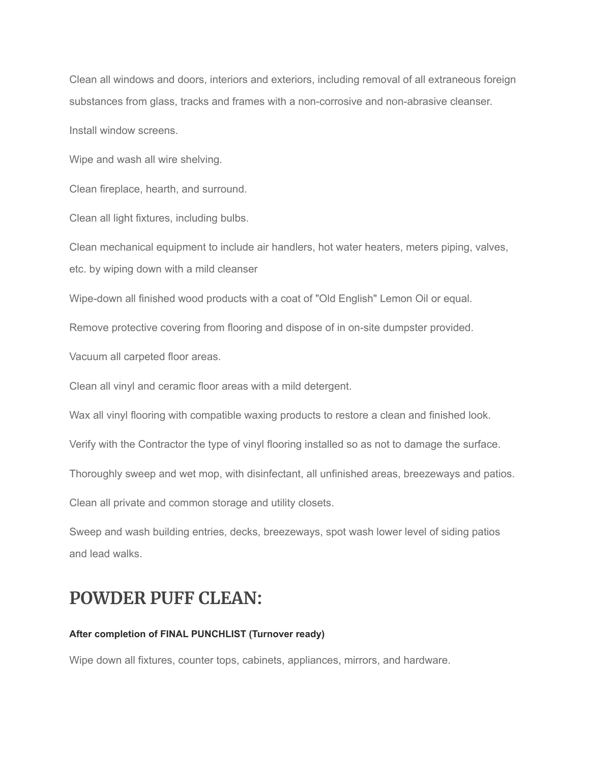Clean all windows and doors, interiors and exteriors, including removal of all extraneous foreign substances from glass, tracks and frames with a non-corrosive and non-abrasive cleanser.

Install window screens.

Wipe and wash all wire shelving.

Clean fireplace, hearth, and surround.

Clean all light fixtures, including bulbs.

Clean mechanical equipment to include air handlers, hot water heaters, meters piping, valves, etc. by wiping down with a mild cleanser

Wipe-down all finished wood products with a coat of "Old English" Lemon Oil or equal.

Remove protective covering from flooring and dispose of in on-site dumpster provided.

Vacuum all carpeted floor areas.

Clean all vinyl and ceramic floor areas with a mild detergent.

Wax all vinyl flooring with compatible waxing products to restore a clean and finished look.

Verify with the Contractor the type of vinyl flooring installed so as not to damage the surface.

Thoroughly sweep and wet mop, with disinfectant, all unfinished areas, breezeways and patios.

Clean all private and common storage and utility closets.

Sweep and wash building entries, decks, breezeways, spot wash lower level of siding patios and lead walks.

## POWDER PUFF CLEAN:

**After completion of FINAL PUNCHLIST (Turnover ready)**

Wipe down all fixtures, counter tops, cabinets, appliances, mirrors, and hardware.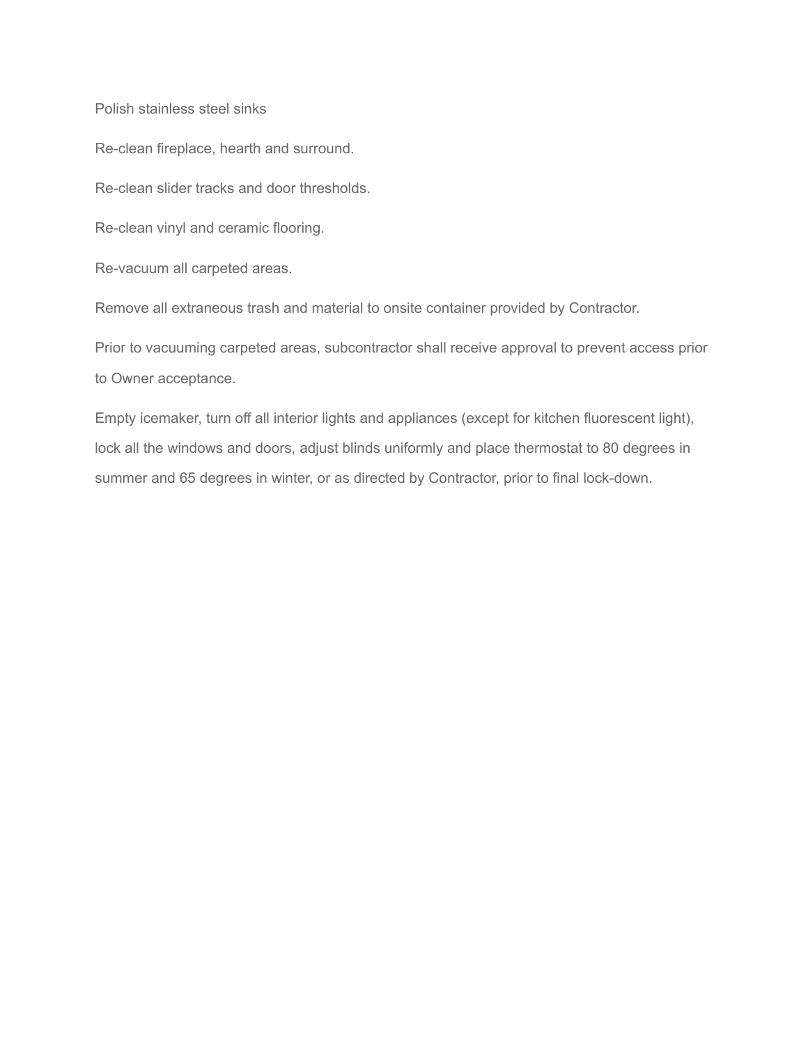Polish stainless steel sinks

Re-clean fireplace, hearth and surround.

Re-clean slider tracks and door thresholds.

Re-clean vinyl and ceramic flooring.

Re-vacuum all carpeted areas.

Remove all extraneous trash and material to onsite container provided by Contractor.

Prior to vacuuming carpeted areas, subcontractor shall receive approval to prevent access prior to Owner acceptance.

Empty icemaker, turn off all interior lights and appliances (except for kitchen fluorescent light), lock all the windows and doors, adjust blinds uniformly and place thermostat to 80 degrees in summer and 65 degrees in winter, or as directed by Contractor, prior to final lock-down.